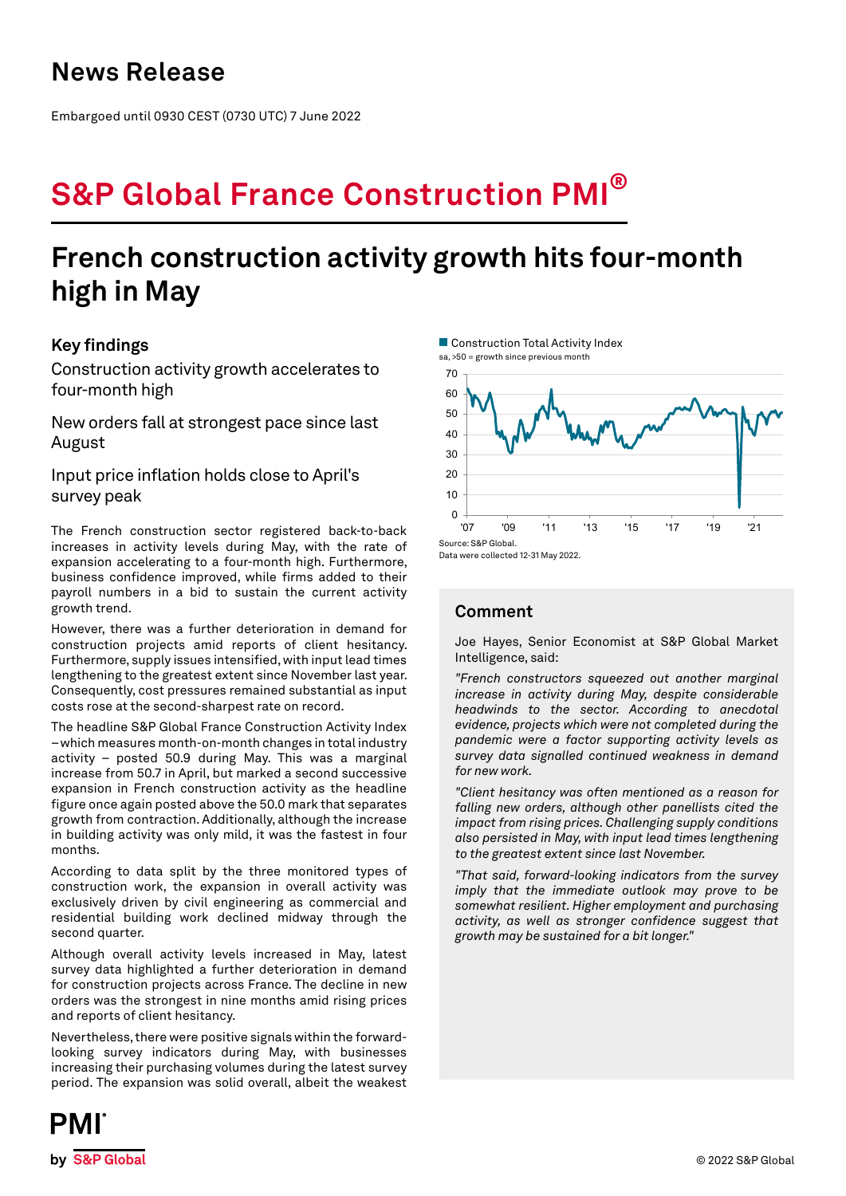# News Release

Embargoed until 0930 CEST (0730 UTC) 7 June 2022

# S&P Global France Construction PMI®

## French construction activity growth hits four-month high in May

### Key findings

Construction activity growth accelerates to four-month high

New orders fall at strongest pace since last August

Input price inflation holds close to April's survey peak

The French construction sector registered back-to-back increases in activity levels during May, with the rate of expansion accelerating to a four-month high. Furthermore, business confidence improved, while firms added to their payroll numbers in a bid to sustain the current activity growth trend.

However, there was a further deterioration in demand for construction projects amid reports of client hesitancy. Furthermore, supply issues intensified, with input lead times lengthening to the greatest extent since November last year. Consequently, cost pressures remained substantial as input costs rose at the second-sharpest rate on record.

The headline S&P Global France Construction Activity Index – which measures month-on-month changes in total industry activity – posted 50.9 during May. This was a marginal increase from 50.7 in April, but marked a second successive expansion in French construction activity as the headline figure once again posted above the 50.0 mark that separates growth from contraction. Additionally, although the increase in building activity was only mild, it was the fastest in four months.

According to data split by the three monitored types of construction work, the expansion in overall activity was exclusively driven by civil engineering as commercial and residential building work declined midway through the second quarter.

Although overall activity levels increased in May, latest survey data highlighted a further deterioration in demand for construction projects across France. The decline in new orders was the strongest in nine months amid rising prices and reports of client hesitancy.

Nevertheless, there were positive signals within the forward-looking survey indicators during May, with businesses increasing their purchasing volumes during the latest survey period. The expansion was solid overall, albeit the weakest

Construction Total Activity Index
sa, >50 = growth since previous month

Source: S&P Global.
Data were collected 12-31 May 2022.

### Comment

Joe Hayes, Senior Economist at S&P Global Market Intelligence, said:

*"French constructors squeezed out another marginal increase in activity during May, despite considerable headwinds to the sector. According to anecdotal evidence, projects which were not completed during the pandemic were a factor supporting activity levels as survey data signalled continued weakness in demand for new work.*

*"Client hesitancy was often mentioned as a reason for falling new orders, although other panellists cited the impact from rising prices. Challenging supply conditions also persisted in May, with input lead times lengthening to the greatest extent since last November.*

*"That said, forward-looking indicators from the survey imply that the immediate outlook may prove to be somewhat resilient. Higher employment and purchasing activity, as well as stronger confidence suggest that growth may be sustained for a bit longer."*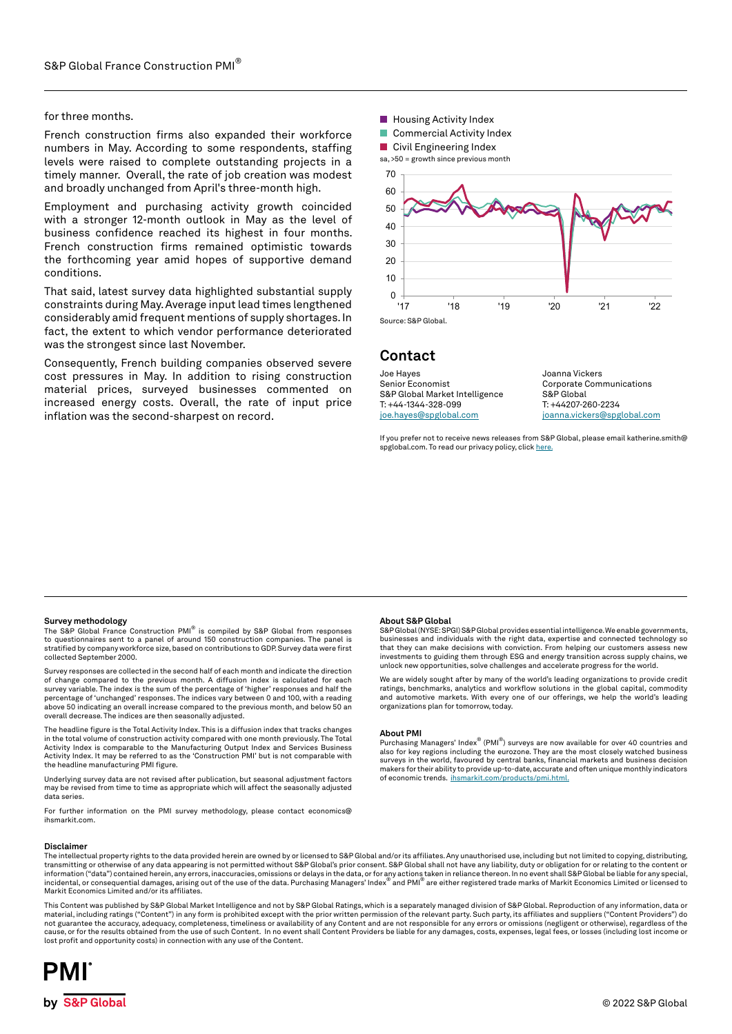for three months.

French construction firms also expanded their workforce numbers in May. According to some respondents, staffing levels were raised to complete outstanding projects in a timely manner. Overall, the rate of job creation was modest and broadly unchanged from April's three-month high.

Employment and purchasing activity growth coincided with a stronger 12-month outlook in May as the level of business confidence reached its highest in four months. French construction firms remained optimistic towards the forthcoming year amid hopes of supportive demand conditions.

That said, latest survey data highlighted substantial supply constraints during May. Average input lead times lengthened considerably amid frequent mentions of supply shortages. In fact, the extent to which vendor performance deteriorated was the strongest since last November.

Consequently, French building companies observed severe cost pressures in May. In addition to rising construction material prices, surveyed businesses commented on increased energy costs. Overall, the rate of input price inflation was the second-sharpest on record.

Housing Activity Index
Commercial Activity Index
Civil Engineering Index
sa, >50 = growth since previous month

70
60
50
40
30
20
10
0
'17 '18 '19 '20 '21 '22

Source: S&P Global.

## Contact

Joe Hayes
Senior Economist
S&P Global Market Intelligence
T: +44-1344-328-099
joe.hayes@spglobal.com

Joanna Vickers
Corporate Communications
S&P Global
T: +44207-260-2234
joanna.vickers@spglobal.com

If you prefer not to receive news releases from S&P Global, please email katherine.smith@spglobal.com. To read our privacy policy, click here.

**Survey methodology**

The S&P Global France Construction PMI® is compiled by S&P Global from responses to questionnaires sent to a panel of around 150 construction companies. The panel is stratified by company workforce size, based on contributions to GDP. Survey data were first collected September 2000.

Survey responses are collected in the second half of each month and indicate the direction of change compared to the previous month. A diffusion index is calculated for each survey variable. The index is the sum of the percentage of 'higher' responses and half the percentage of 'unchanged' responses. The indices vary between 0 and 100, with a reading above 50 indicating an overall increase compared to the previous month, and below 50 an overall decrease. The indices are then seasonally adjusted.

The headline figure is the Total Activity Index. This is a diffusion index that tracks changes in the total volume of construction activity compared with one month previously. The Total Activity Index is comparable to the Manufacturing Output Index and Services Business Activity Index. It may be referred to as the 'Construction PMI' but is not comparable with the headline manufacturing PMI figure.

Underlying survey data are not revised after publication, but seasonal adjustment factors may be revised from time to time as appropriate which will affect the seasonally adjusted data series.

For further information on the PMI survey methodology, please contact economics@ihsmarkit.com.

**About S&P Global**

S&P Global (NYSE: SPGI) S&P Global provides essential intelligence. We enable governments, businesses and individuals with the right data, expertise and connected technology so that they can make decisions with conviction. From helping our customers assess new investments to guiding them through ESG and energy transition across supply chains, we unlock new opportunities, solve challenges and accelerate progress for the world.

We are widely sought after by many of the world's leading organizations to provide credit ratings, benchmarks, analytics and workflow solutions in the global capital, commodity and automotive markets. With every one of our offerings, we help the world's leading organizations plan for tomorrow, today.

**About PMI**

Purchasing Managers' Index® (PMI®) surveys are now available for over 40 countries and also for key regions including the eurozone. They are the most closely watched business surveys in the world, favoured by central banks, financial markets and business decision makers for their ability to provide up-to-date, accurate and often unique monthly indicators of economic trends. ihsmarkit.com/products/pmi.html.

**Disclaimer**

The intellectual property rights to the data provided herein are owned by or licensed to S&P Global and/or its affiliates. Any unauthorised use, including but not limited to copying, distributing, transmitting or otherwise of any data appearing is not permitted without S&P Global's prior consent. S&P Global shall not have any liability, duty or obligation for or relating to the content or information ("data") contained herein, any errors, inaccuracies, omissions or delays in the data, or for any actions taken in reliance thereon. In no event shall S&P Global be liable for any special, incidental, or consequential damages, arising out of the use of the data. Purchasing Managers' Index® and PMI® are either registered trade marks of Markit Economics Limited or licensed to Markit Economics Limited and/or its affiliates.

This Content was published by S&P Global Market Intelligence and not by S&P Global Ratings, which is a separately managed division of S&P Global. Reproduction of any information, data or material, including ratings ("Content") in any form is prohibited except with the prior written permission of the relevant party. Such party, its affiliates and suppliers ("Content Providers") do not guarantee the accuracy, adequacy, completeness, timeliness or availability of any Content and are not responsible for any errors or omissions (negligent or otherwise), regardless of the cause, or for the results obtained from the use of such Content. In no event shall Content Providers be liable for any damages, costs, expenses, legal fees, or losses (including lost income or lost profit and opportunity costs) in connection with any use of the Content.

PMI® by S&P Global

© 2022 S&P Global